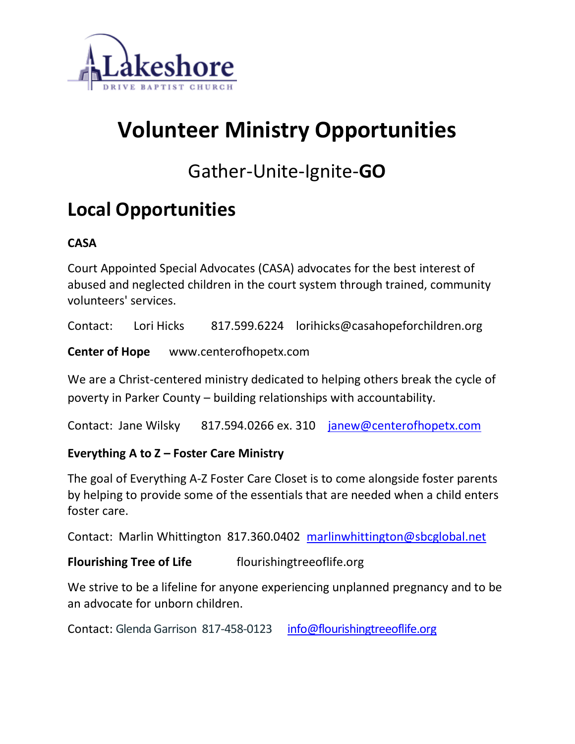Lakeshore

DRIVE BAPTIST CHURCH

# Volunteer Ministry Opportunities

Gather-Unite-Ignite-**GO**

## Local Opportunities

**CASA**

Court Appointed Special Advocates (CASA) advocates for the best interest of abused and neglected children in the court system through trained, community volunteers' services.

Contact: Lori Hicks 817.599.6224 lorihicks@casahopeforchildren.org

**Center of Hope** www.centerofhopetx.com

We are a Christ-centered ministry dedicated to helping others break the cycle of poverty in Parker County – building relationships with accountability.

Contact: Jane Wilsky 817.594.0266 ex. 310 janew@centerofhopetx.com

**Everything A to Z – Foster Care Ministry**

The goal of Everything A-Z Foster Care Closet is to come alongside foster parents by helping to provide some of the essentials that are needed when a child enters foster care.

Contact: Marlin Whittington 817.360.0402 marlinwhittington@sbcglobal.net

**Flourishing Tree of Life** flourishingtreeoflife.org

We strive to be a lifeline for anyone experiencing unplanned pregnancy and to be an advocate for unborn children.

Contact: Glenda Garrison 817-458-0123 info@flourishingtreeoflife.org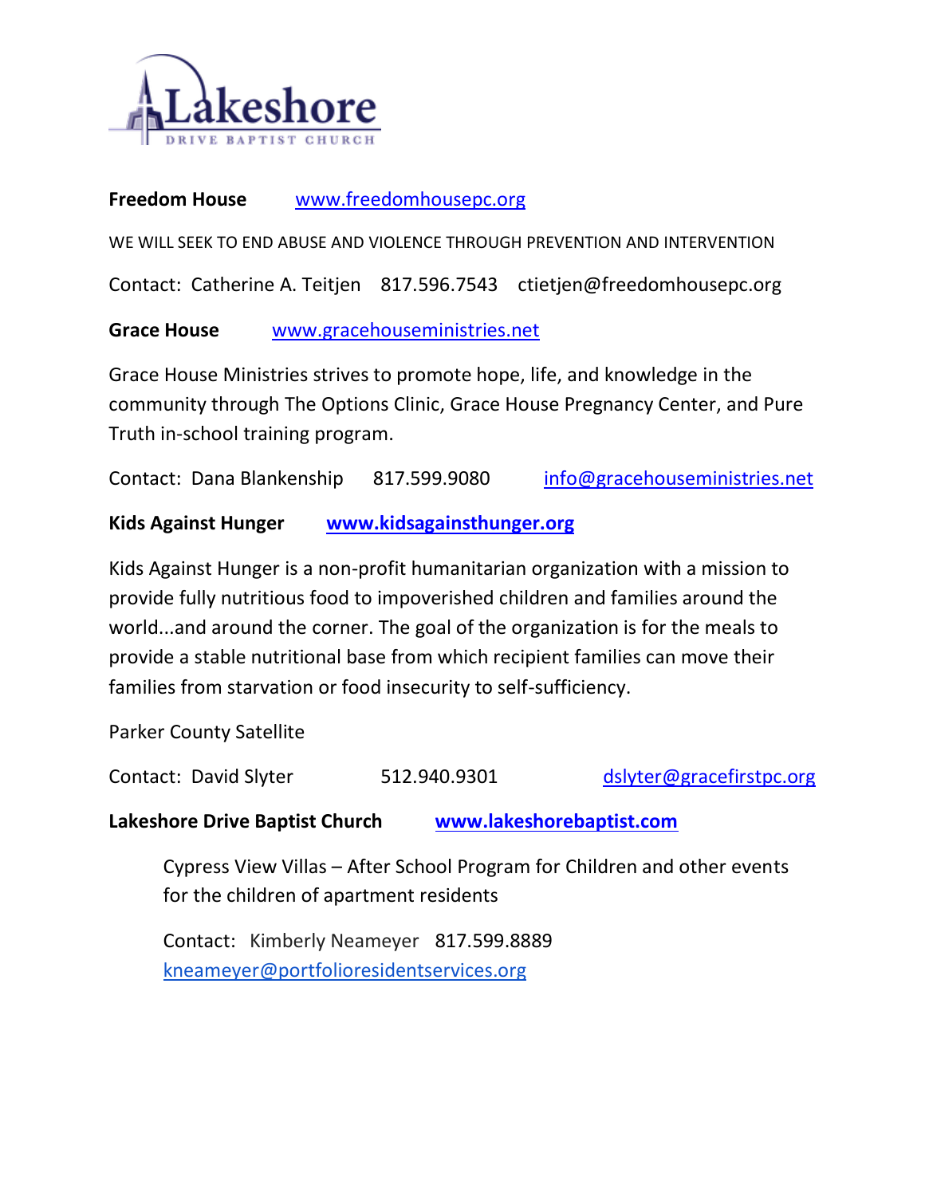Lakeshore

DRIVE BAPTIST CHURCH

**Freedom House** www.freedomhousepc.org

WE WILL SEEK TO END ABUSE AND VIOLENCE THROUGH PREVENTION AND INTERVENTION

Contact: Catherine A. Teitjen 817.596.7543 ctietjen@freedomhousepc.org

**Grace House** www.gracehouseministries.net

Grace House Ministries strives to promote hope, life, and knowledge in the community through The Options Clinic, Grace House Pregnancy Center, and Pure Truth in-school training program.

Contact: Dana Blankenship 817.599.9080 info@gracehouseministries.net

**Kids Against Hunger** **www.kidsagainsthunger.org**

Kids Against Hunger is a non-profit humanitarian organization with a mission to provide fully nutritious food to impoverished children and families around the world...and around the corner. The goal of the organization is for the meals to provide a stable nutritional base from which recipient families can move their families from starvation or food insecurity to self-sufficiency.

Parker County Satellite

Contact: David Slyter 512.940.9301 dslyter@gracefirstpc.org

**Lakeshore Drive Baptist Church** **www.lakeshorebaptist.com**

Cypress View Villas – After School Program for Children and other events for the children of apartment residents

Contact: Kimberly Neameyer 817.599.8889 kneameyer@portfolioresidentservices.org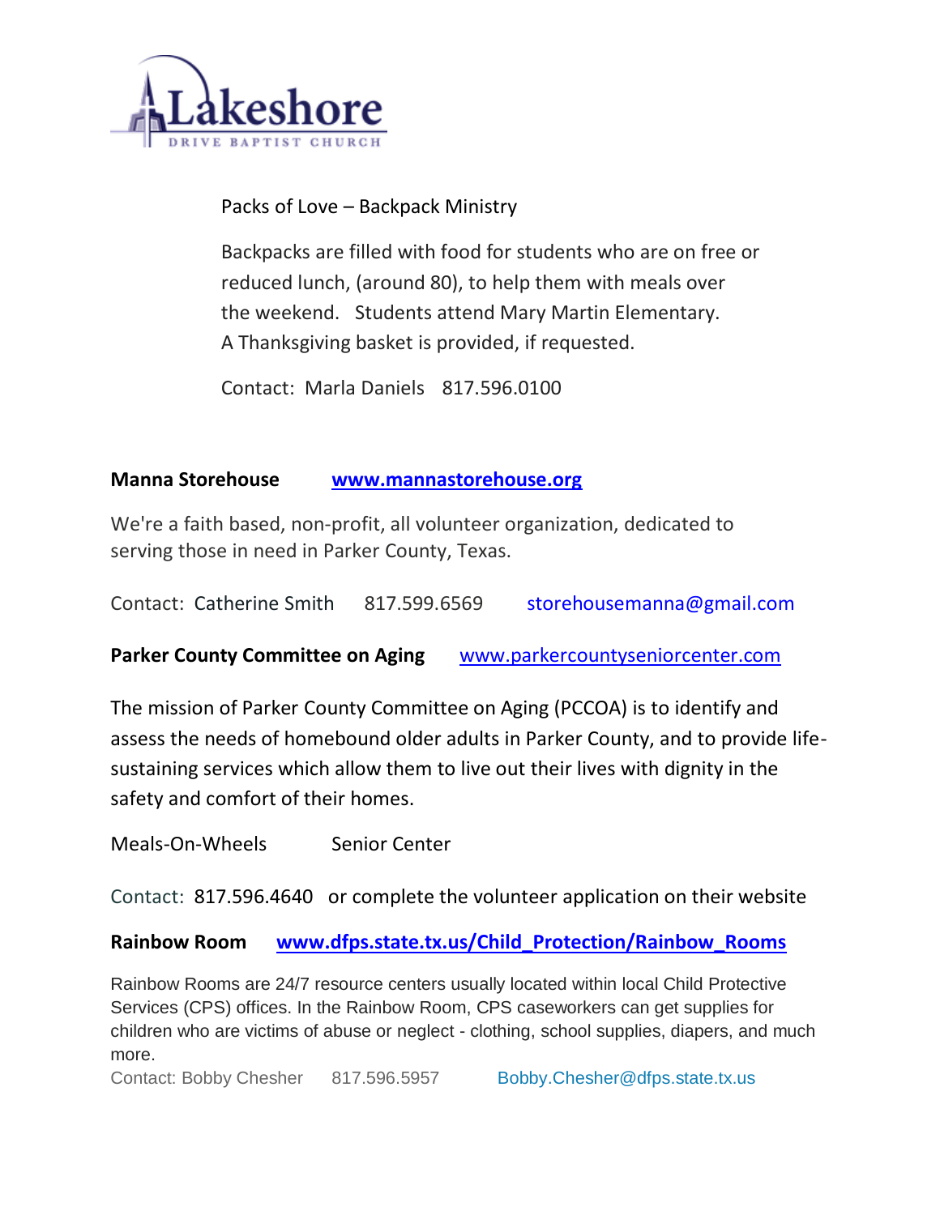Lakeshore

DRIVE BAPTIST CHURCH

Packs of Love – Backpack Ministry

Backpacks are filled with food for students who are on free or reduced lunch, (around 80), to help them with meals over the weekend. Students attend Mary Martin Elementary. A Thanksgiving basket is provided, if requested.

Contact: Marla Daniels 817.596.0100

**Manna Storehouse** [www.mannastorehouse.org](www.mannastorehouse.org)

We're a faith based, non-profit, all volunteer organization, dedicated to serving those in need in Parker County, Texas.

Contact: Catherine Smith 817.599.6569 storehousemanna@gmail.com

**Parker County Committee on Aging** www.parkercountyseniorcenter.com

The mission of Parker County Committee on Aging (PCCOA) is to identify and assess the needs of homebound older adults in Parker County, and to provide life-sustaining services which allow them to live out their lives with dignity in the safety and comfort of their homes.

Meals-On-Wheels Senior Center

Contact: 817.596.4640 or complete the volunteer application on their website

**Rainbow Room** [www.dfps.state.tx.us/Child_Protection/Rainbow_Rooms](www.dfps.state.tx.us/Child_Protection/Rainbow_Rooms)

Rainbow Rooms are 24/7 resource centers usually located within local Child Protective Services (CPS) offices. In the Rainbow Room, CPS caseworkers can get supplies for children who are victims of abuse or neglect - clothing, school supplies, diapers, and much more.

Contact: Bobby Chesher 817.596.5957 Bobby.Chesher@dfps.state.tx.us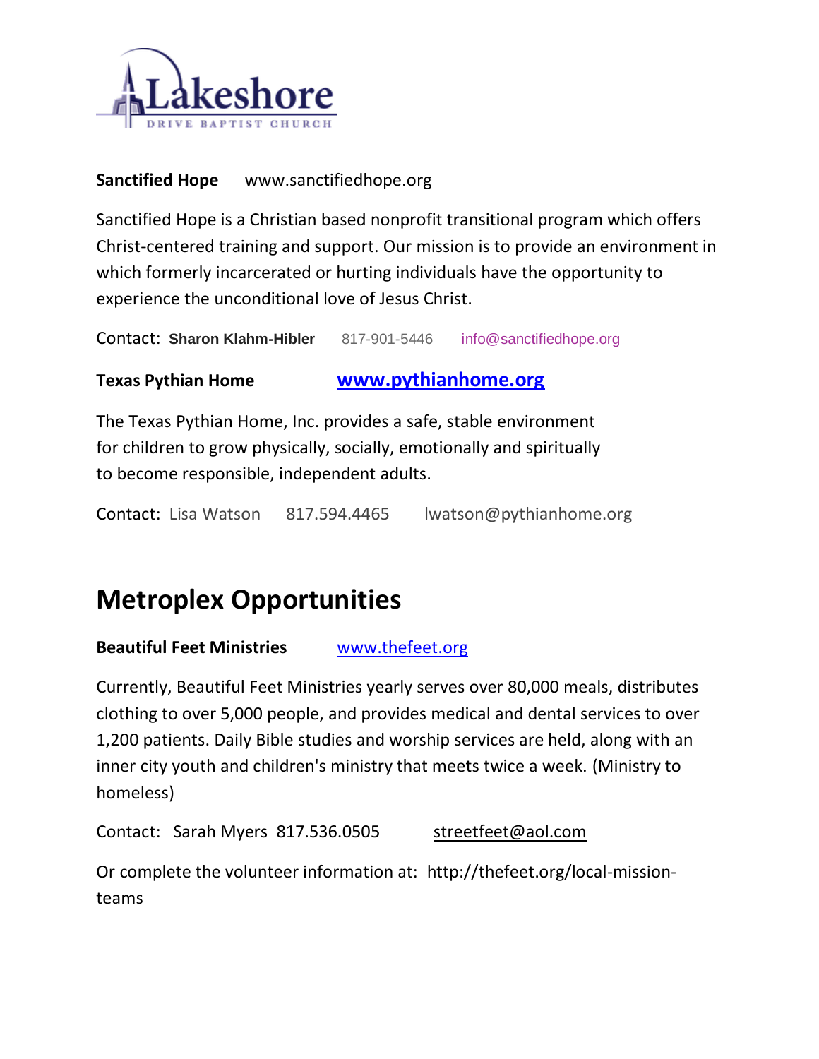**Sanctified Hope** www.sanctifiedhope.org

Sanctified Hope is a Christian based nonprofit transitional program which offers Christ-centered training and support. Our mission is to provide an environment in which formerly incarcerated or hurting individuals have the opportunity to experience the unconditional love of Jesus Christ.

Contact: **Sharon Klahm-Hibler** 817-901-5446 info@sanctifiedhope.org

**Texas Pythian Home** **www.pythianhome.org**

The Texas Pythian Home, Inc. provides a safe, stable environment for children to grow physically, socially, emotionally and spiritually to become responsible, independent adults.

Contact: Lisa Watson 817.594.4465 lwatson@pythianhome.org

## Metroplex Opportunities

**Beautiful Feet Ministries** www.thefeet.org

Currently, Beautiful Feet Ministries yearly serves over 80,000 meals, distributes clothing to over 5,000 people, and provides medical and dental services to over 1,200 patients. Daily Bible studies and worship services are held, along with an inner city youth and children's ministry that meets twice a week. (Ministry to homeless)

Contact: Sarah Myers 817.536.0505 streetfeet@aol.com

Or complete the volunteer information at: http://thefeet.org/local-mission-teams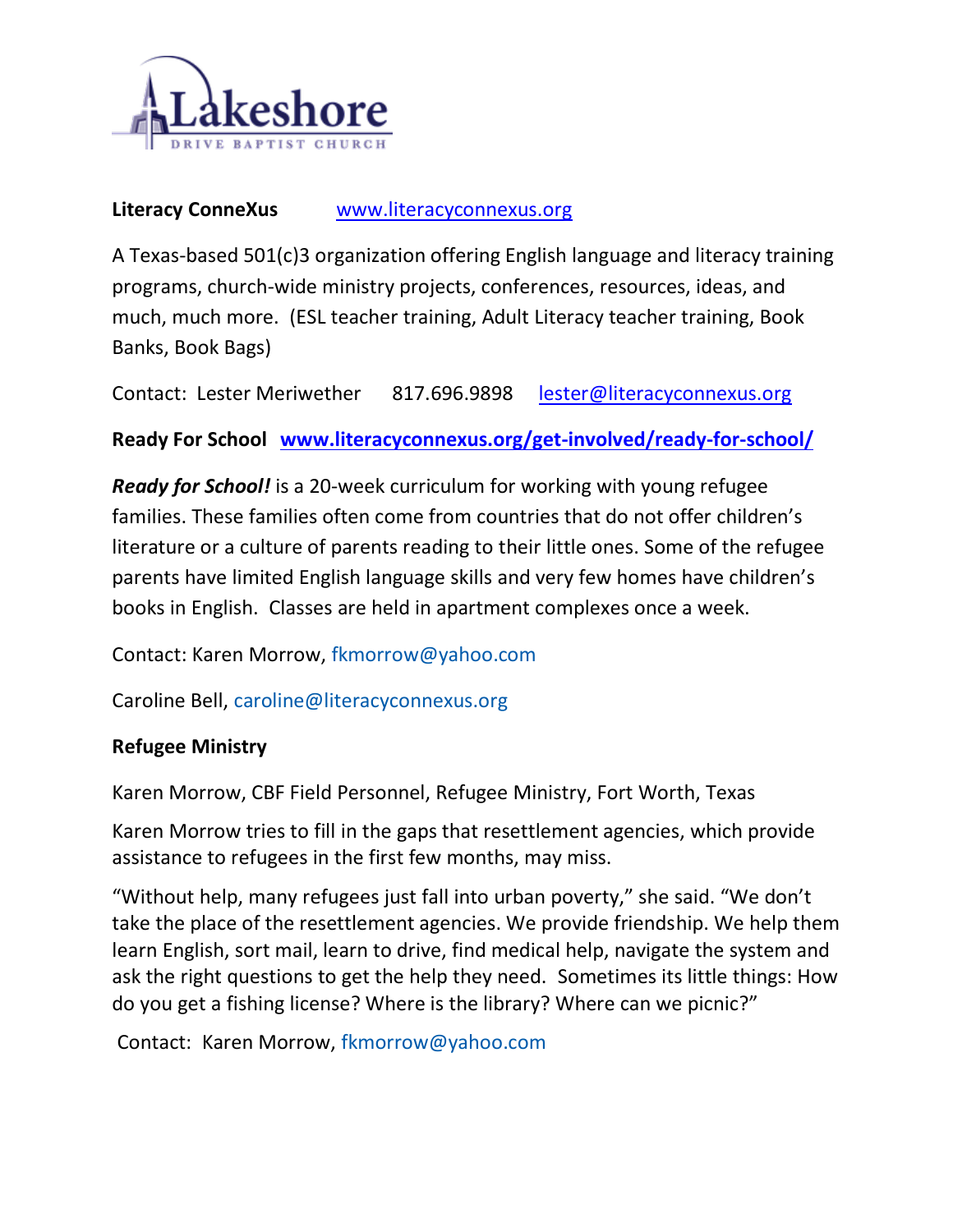Lakeshore

DRIVE BAPTIST CHURCH

**Literacy ConneXus** [www.literacyconnexus.org](http://www.literacyconnexus.org)

A Texas-based 501(c)3 organization offering English language and literacy training programs, church-wide ministry projects, conferences, resources, ideas, and much, much more. (ESL teacher training, Adult Literacy teacher training, Book Banks, Book Bags)

Contact: Lester Meriwether 817.696.9898 lester@literacyconnexus.org

**Ready For School** **www.literacyconnexus.org/get-involved/ready-for-school/**

***Ready for School!*** is a 20-week curriculum for working with young refugee families. These families often come from countries that do not offer children's literature or a culture of parents reading to their little ones. Some of the refugee parents have limited English language skills and very few homes have children's books in English. Classes are held in apartment complexes once a week.

Contact: Karen Morrow, fkmorrow@yahoo.com

Caroline Bell, caroline@literacyconnexus.org

**Refugee Ministry**

Karen Morrow, CBF Field Personnel, Refugee Ministry, Fort Worth, Texas

Karen Morrow tries to fill in the gaps that resettlement agencies, which provide assistance to refugees in the first few months, may miss.

"Without help, many refugees just fall into urban poverty," she said. "We don't take the place of the resettlement agencies. We provide friendship. We help them learn English, sort mail, learn to drive, find medical help, navigate the system and ask the right questions to get the help they need. Sometimes its little things: How do you get a fishing license? Where is the library? Where can we picnic?"

Contact: Karen Morrow, fkmorrow@yahoo.com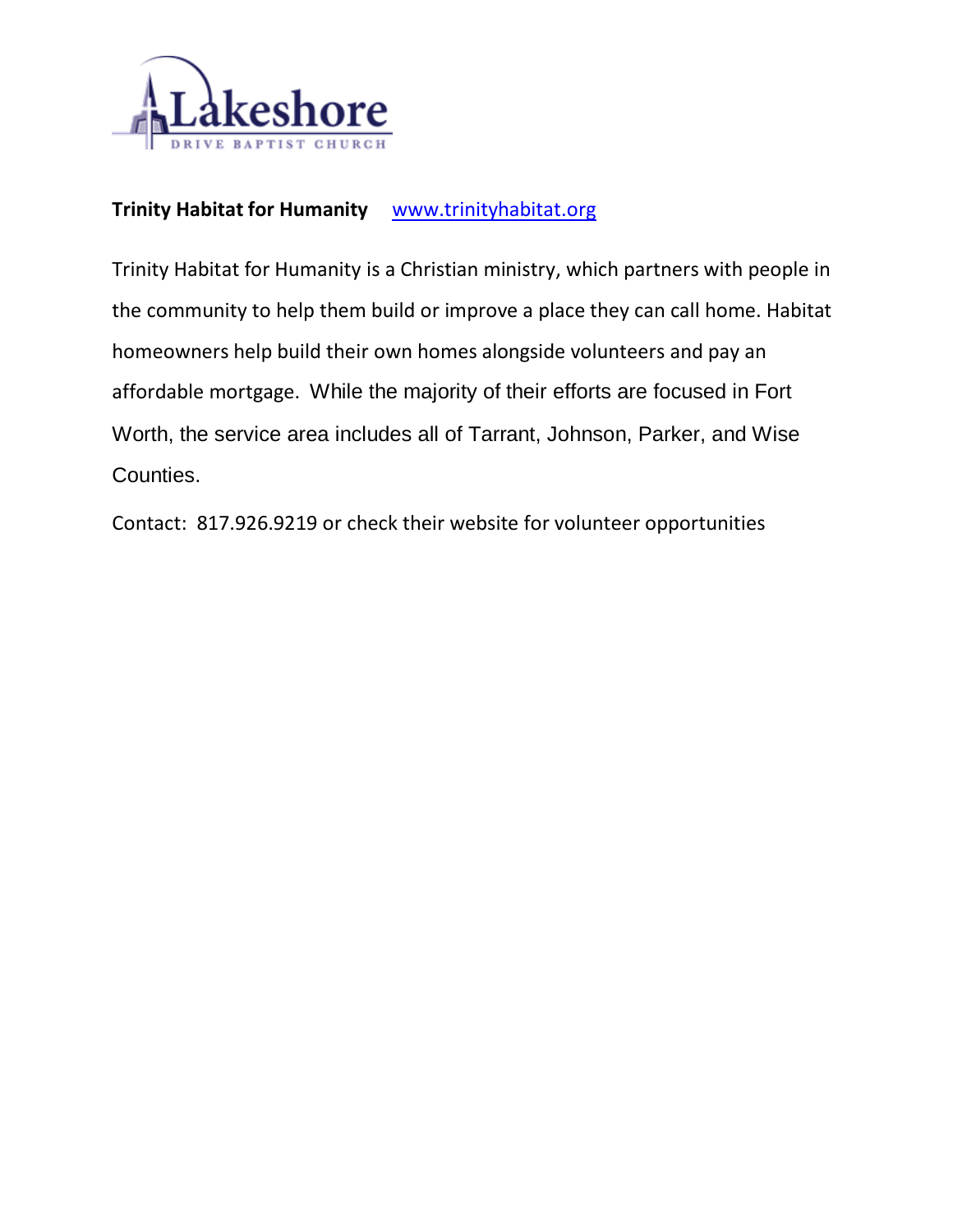**Trinity Habitat for Humanity** www.trinityhabitat.org

Trinity Habitat for Humanity is a Christian ministry, which partners with people in the community to help them build or improve a place they can call home. Habitat homeowners help build their own homes alongside volunteers and pay an affordable mortgage. While the majority of their efforts are focused in Fort Worth, the service area includes all of Tarrant, Johnson, Parker, and Wise Counties.

Contact: 817.926.9219 or check their website for volunteer opportunities